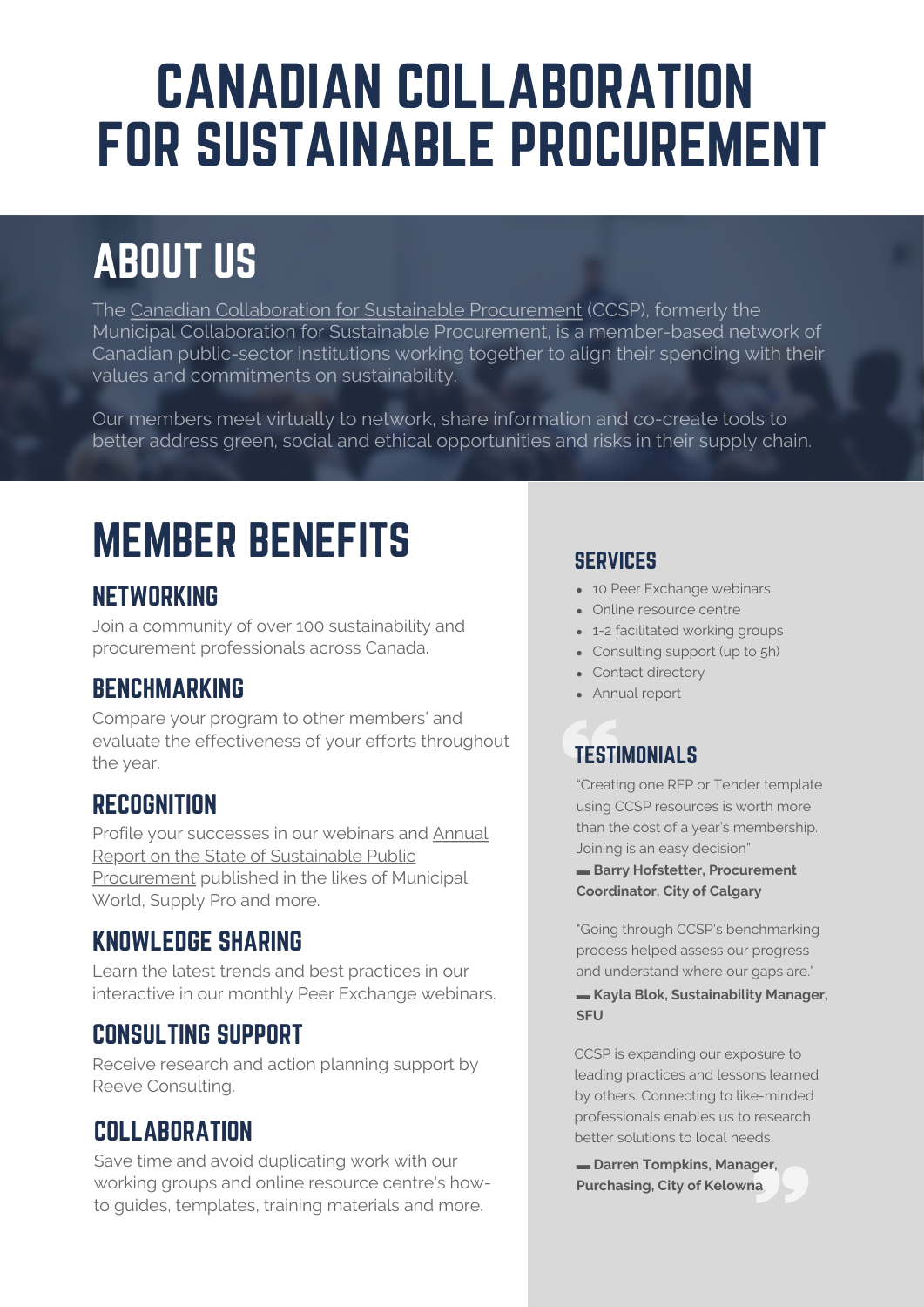# CANADIAN COLLABORATION FOR SUSTAINABLE PROCUREMENT

## ABOUT US

The Canadian Collaboration for Sustainable Procurement (CCSP), formerly the Municipal Collaboration for Sustainable Procurement, is a member-based network of Canadian public-sector institutions working together to align their spending with their values and commitments on sustainability.

Our members meet virtually to network, share information and co-create tools to better address green, social and ethical opportunities and risks in their supply chain.

## MEMBER BENEFITS

### NETWORKING

Join a community of over 100 sustainability and procurement professionals across Canada.

### BENCHMARKING

Compare your program to other members' and evaluate the effectiveness of your efforts throughout the year.

### RECOGNITION

Profile your successes in our webinars and Annual Report on the State of Sustainable Public Procurement published in the likes of Municipal World, Supply Pro and more.

### KNOWLEDGE SHARING

Learn the latest trends and best practices in our interactive in our monthly Peer Exchange webinars.

### CONSULTING SUPPORT

Receive research and action planning support by Reeve Consulting.

### COLLABORATION

Save time and avoid duplicating work with our working groups and online resource centre's how-to guides, templates, training materials and more.

### SERVICES

- 10 Peer Exchange webinars
- Online resource centre
- 1-2 facilitated working groups
- Consulting support (up to 5h)
- Contact directory
- Annual report

### TESTIMONIALS

"Creating one RFP or Tender template using CCSP resources is worth more than the cost of a year's membership. Joining is an easy decision"

**▬ Barry Hofstetter, Procurement Coordinator, City of Calgary**

"Going through CCSP's benchmarking process helped assess our progress and understand where our gaps are."

**▬ Kayla Blok, Sustainability Manager, SFU**

CCSP is expanding our exposure to leading practices and lessons learned by others. Connecting to like-minded professionals enables us to research better solutions to local needs.

**▬ Darren Tompkins, Manager, Purchasing, City of Kelowna**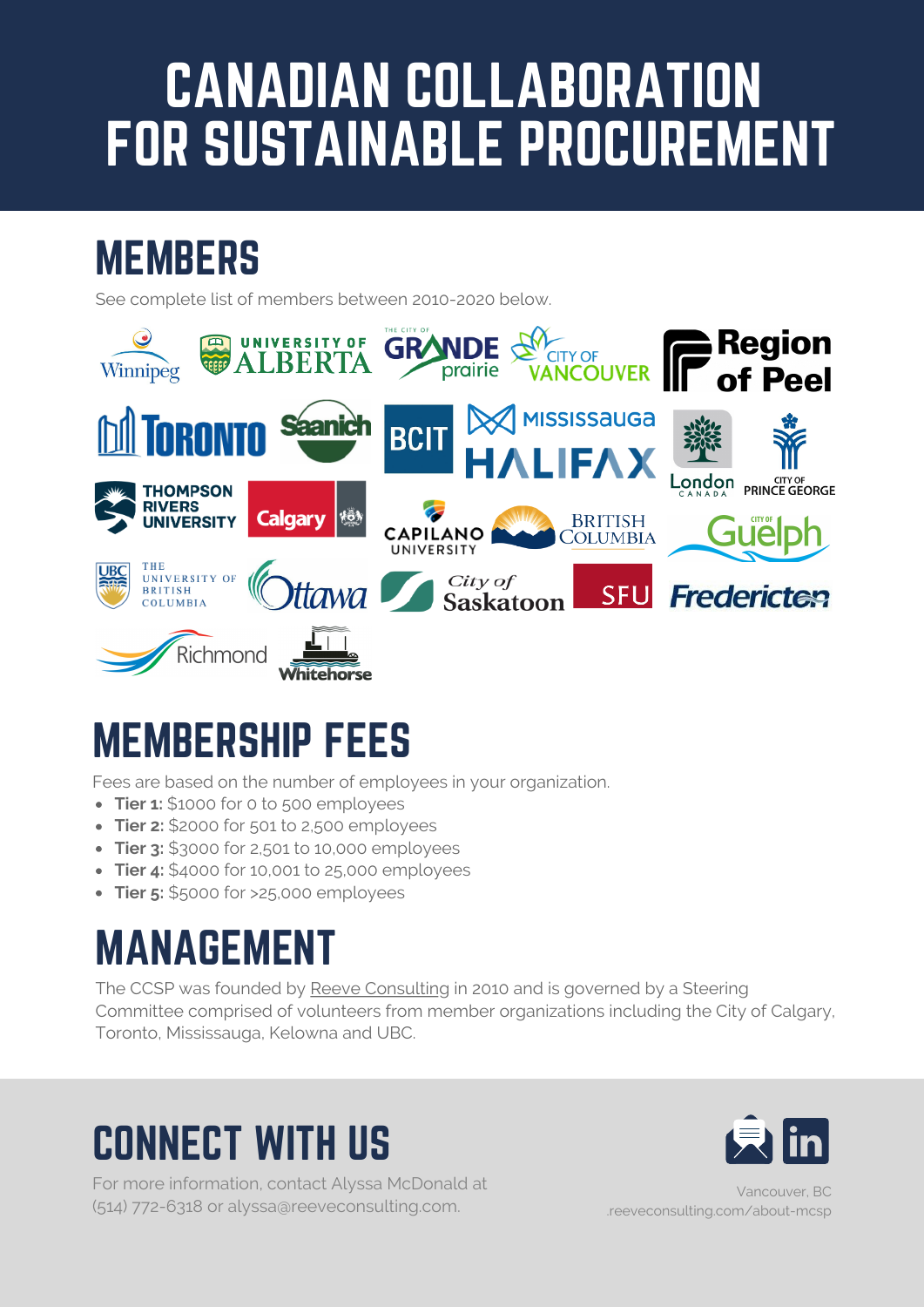# CANADIAN COLLABORATION FOR SUSTAINABLE PROCUREMENT

## MEMBERS

See complete list of members between 2010-2020 below.

## MEMBERSHIP FEES

Fees are based on the number of employees in your organization.

- **Tier 1:** $1000 for 0 to 500 employees
- **Tier 2:** $2000 for 501 to 2,500 employees
- **Tier 3:** $3000 for 2,501 to 10,000 employees
- **Tier 4:** $4000 for 10,001 to 25,000 employees
- **Tier 5:** $5000 for >25,000 employees

## MANAGEMENT

The CCSP was founded by Reeve Consulting in 2010 and is governed by a Steering Committee comprised of volunteers from member organizations including the City of Calgary, Toronto, Mississauga, Kelowna and UBC.

## CONNECT WITH US

For more information, contact Alyssa McDonald at (514) 772-6318 or alyssa@reeveconsulting.com.

Vancouver, BC
.reeveconsulting.com/about-mcsp